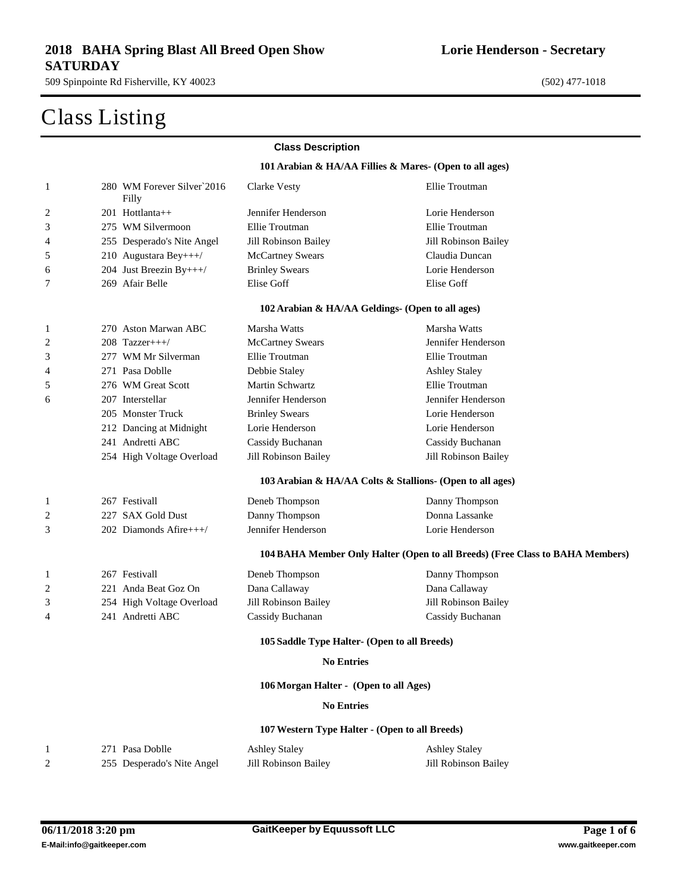# 2018 BAHA Spring Blast All Breed Open Show SATURDAY

**Lorie Henderson - Secretary**

509 Spinpointe Rd Fisherville, KY 40023

(502) 477-1018

# Class Listing

**Class Description**

### 101 Arabian & HA/AA Fillies & Mares- (Open to all ages)

| Place | No. | Horse | Owner | Rider |
|---|---|---|---|---|
| 1 | 280 | WM Forever Silver`2016 Filly | Clarke Vesty | Ellie Troutman |
| 2 | 201 | Hottlanta++ | Jennifer Henderson | Lorie Henderson |
| 3 | 275 | WM Silvermoon | Ellie Troutman | Ellie Troutman |
| 4 | 255 | Desperado's Nite Angel | Jill Robinson Bailey | Jill Robinson Bailey |
| 5 | 210 | Augustara Bey+++/ | McCartney Swears | Claudia Duncan |
| 6 | 204 | Just Breezin By+++/ | Brinley Swears | Lorie Henderson |
| 7 | 269 | Afair Belle | Elise Goff | Elise Goff |

### 102 Arabian & HA/AA Geldings- (Open to all ages)

| Place | No. | Horse | Owner | Rider |
|---|---|---|---|---|
| 1 | 270 | Aston Marwan ABC | Marsha Watts | Marsha Watts |
| 2 | 208 | Tazzer+++/ | McCartney Swears | Jennifer Henderson |
| 3 | 277 | WM Mr Silverman | Ellie Troutman | Ellie Troutman |
| 4 | 271 | Pasa Doblle | Debbie Staley | Ashley Staley |
| 5 | 276 | WM Great Scott | Martin Schwartz | Ellie Troutman |
| 6 | 207 | Interstellar | Jennifer Henderson | Jennifer Henderson |
| | 205 | Monster Truck | Brinley Swears | Lorie Henderson |
| | 212 | Dancing at Midnight | Lorie Henderson | Lorie Henderson |
| | 241 | Andretti ABC | Cassidy Buchanan | Cassidy Buchanan |
| | 254 | High Voltage Overload | Jill Robinson Bailey | Jill Robinson Bailey |

### 103 Arabian & HA/AA Colts & Stallions- (Open to all ages)

| Place | No. | Horse | Owner | Rider |
|---|---|---|---|---|
| 1 | 267 | Festivall | Deneb Thompson | Danny Thompson |
| 2 | 227 | SAX Gold Dust | Danny Thompson | Donna Lassanke |
| 3 | 202 | Diamonds Afire+++/ | Jennifer Henderson | Lorie Henderson |

### 104 BAHA Member Only Halter (Open to all Breeds) (Free Class to BAHA Members)

| Place | No. | Horse | Owner | Rider |
|---|---|---|---|---|
| 1 | 267 | Festivall | Deneb Thompson | Danny Thompson |
| 2 | 221 | Anda Beat Goz On | Dana Callaway | Dana Callaway |
| 3 | 254 | High Voltage Overload | Jill Robinson Bailey | Jill Robinson Bailey |
| 4 | 241 | Andretti ABC | Cassidy Buchanan | Cassidy Buchanan |

### 105 Saddle Type Halter- (Open to all Breeds)

**No Entries**

### 106 Morgan Halter - (Open to all Ages)

**No Entries**

### 107 Western Type Halter - (Open to all Breeds)

| Place | No. | Horse | Owner | Rider |
|---|---|---|---|---|
| 1 | 271 | Pasa Doblle | Ashley Staley | Ashley Staley |
| 2 | 255 | Desperado's Nite Angel | Jill Robinson Bailey | Jill Robinson Bailey |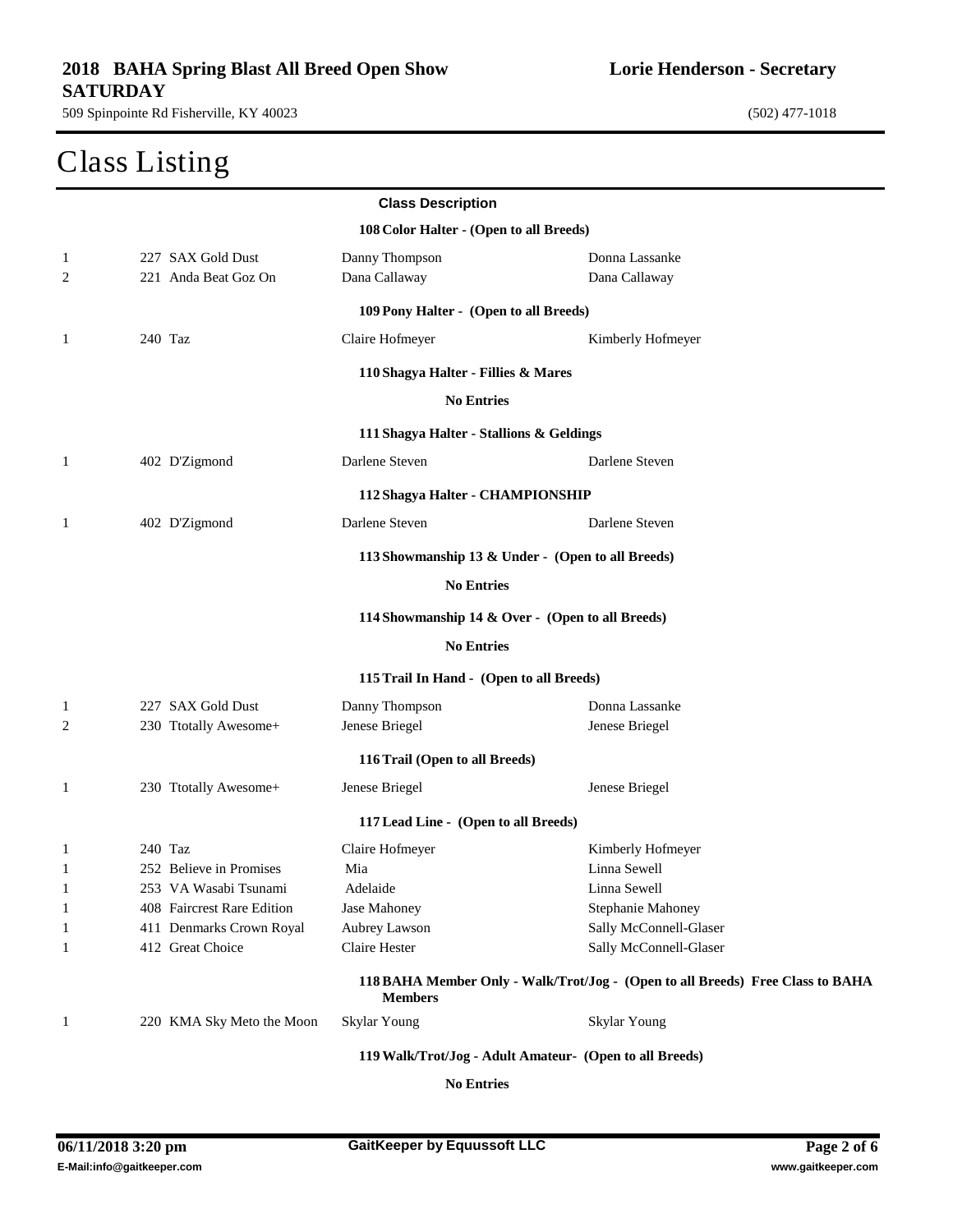**2018 BAHA Spring Blast All Breed Open Show SATURDAY**

509 Spinpointe Rd Fisherville, KY 40023

**Lorie Henderson - Secretary**

(502) 477-1018

# Class Listing

**Class Description**

**108 Color Halter - (Open to all Breeds)**

| | | | |
|---|---|---|---|
| 1 | 227 SAX Gold Dust | Danny Thompson | Donna Lassanke |
| 2 | 221 Anda Beat Goz On | Dana Callaway | Dana Callaway |

**109 Pony Halter - (Open to all Breeds)**

| | | | |
|---|---|---|---|
| 1 | 240 Taz | Claire Hofmeyer | Kimberly Hofmeyer |

**110 Shagya Halter - Fillies & Mares**

**No Entries**

**111 Shagya Halter - Stallions & Geldings**

| | | | |
|---|---|---|---|
| 1 | 402 D'Zigmond | Darlene Steven | Darlene Steven |

**112 Shagya Halter - CHAMPIONSHIP**

| | | | |
|---|---|---|---|
| 1 | 402 D'Zigmond | Darlene Steven | Darlene Steven |

**113 Showmanship 13 & Under - (Open to all Breeds)**

**No Entries**

**114 Showmanship 14 & Over - (Open to all Breeds)**

**No Entries**

**115 Trail In Hand - (Open to all Breeds)**

| | | | |
|---|---|---|---|
| 1 | 227 SAX Gold Dust | Danny Thompson | Donna Lassanke |
| 2 | 230 Ttotally Awesome+ | Jenese Briegel | Jenese Briegel |

**116 Trail (Open to all Breeds)**

| | | | |
|---|---|---|---|
| 1 | 230 Ttotally Awesome+ | Jenese Briegel | Jenese Briegel |

**117 Lead Line - (Open to all Breeds)**

| | | | |
|---|---|---|---|
| 1 | 240 Taz | Claire Hofmeyer | Kimberly Hofmeyer |
| 1 | 252 Believe in Promises | Mia | Linna Sewell |
| 1 | 253 VA Wasabi Tsunami | Adelaide | Linna Sewell |
| 1 | 408 Faircrest Rare Edition | Jase Mahoney | Stephanie Mahoney |
| 1 | 411 Denmarks Crown Royal | Aubrey Lawson | Sally McConnell-Glaser |
| 1 | 412 Great Choice | Claire Hester | Sally McConnell-Glaser |

**118 BAHA Member Only - Walk/Trot/Jog - (Open to all Breeds) Free Class to BAHA Members**

| | | | |
|---|---|---|---|
| 1 | 220 KMA Sky Meto the Moon | Skylar Young | Skylar Young |

**119 Walk/Trot/Jog - Adult Amateur- (Open to all Breeds)**

**No Entries**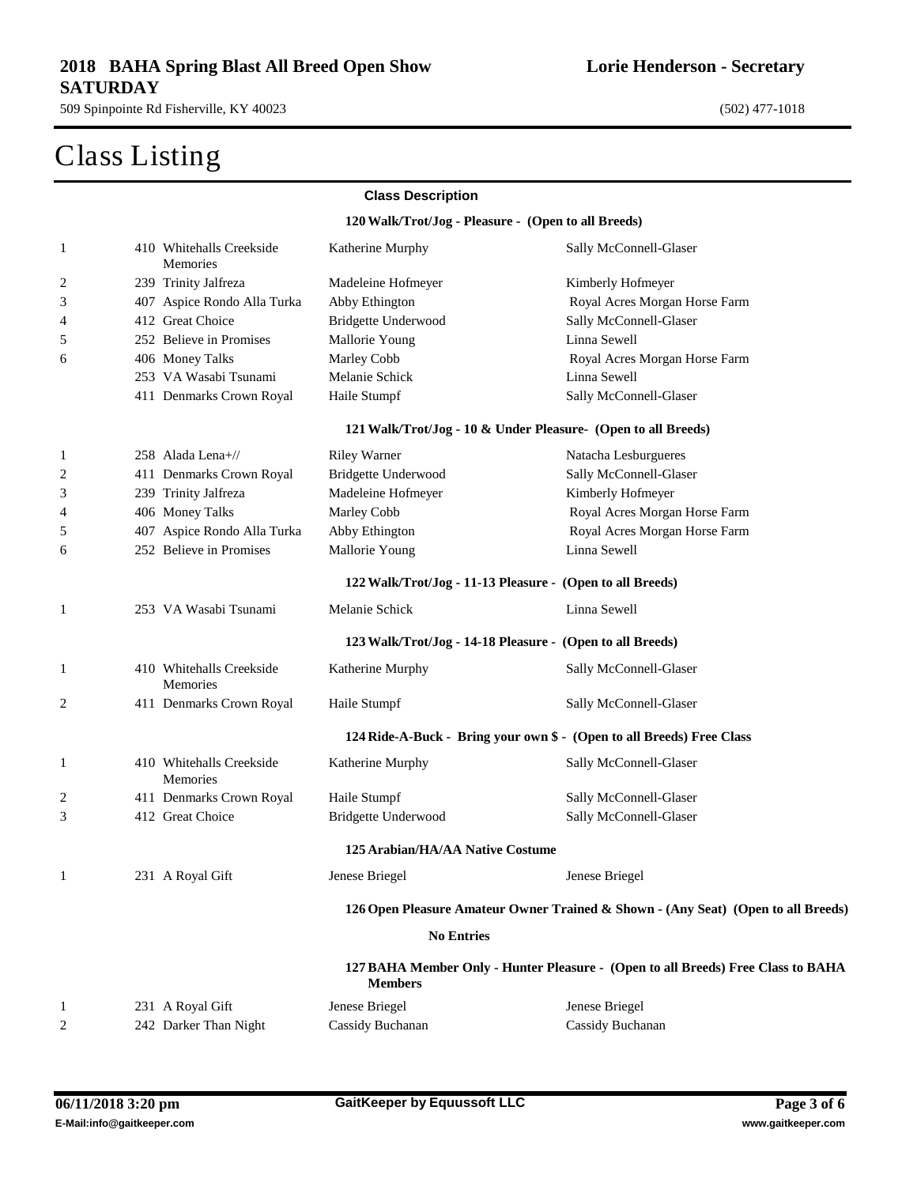# Class Listing

**Class Description**

**120 Walk/Trot/Jog - Pleasure - (Open to all Breeds)**

| Place | Horse | Rider | Owner |
|---|---|---|---|
| 1 | 410 Whitehalls Creekside Memories | Katherine Murphy | Sally McConnell-Glaser |
| 2 | 239 Trinity Jalfreza | Madeleine Hofmeyer | Kimberly Hofmeyer |
| 3 | 407 Aspice Rondo Alla Turka | Abby Ethington | Royal Acres Morgan Horse Farm |
| 4 | 412 Great Choice | Bridgette Underwood | Sally McConnell-Glaser |
| 5 | 252 Believe in Promises | Mallorie Young | Linna Sewell |
| 6 | 406 Money Talks | Marley Cobb | Royal Acres Morgan Horse Farm |
| | 253 VA Wasabi Tsunami | Melanie Schick | Linna Sewell |
| | 411 Denmarks Crown Royal | Haile Stumpf | Sally McConnell-Glaser |

**121 Walk/Trot/Jog - 10 & Under Pleasure- (Open to all Breeds)**

| Place | Horse | Rider | Owner |
|---|---|---|---|
| 1 | 258 Alada Lena+// | Riley Warner | Natacha Lesburgueres |
| 2 | 411 Denmarks Crown Royal | Bridgette Underwood | Sally McConnell-Glaser |
| 3 | 239 Trinity Jalfreza | Madeleine Hofmeyer | Kimberly Hofmeyer |
| 4 | 406 Money Talks | Marley Cobb | Royal Acres Morgan Horse Farm |
| 5 | 407 Aspice Rondo Alla Turka | Abby Ethington | Royal Acres Morgan Horse Farm |
| 6 | 252 Believe in Promises | Mallorie Young | Linna Sewell |

**122 Walk/Trot/Jog - 11-13 Pleasure - (Open to all Breeds)**

| Place | Horse | Rider | Owner |
|---|---|---|---|
| 1 | 253 VA Wasabi Tsunami | Melanie Schick | Linna Sewell |

**123 Walk/Trot/Jog - 14-18 Pleasure - (Open to all Breeds)**

| Place | Horse | Rider | Owner |
|---|---|---|---|
| 1 | 410 Whitehalls Creekside Memories | Katherine Murphy | Sally McConnell-Glaser |
| 2 | 411 Denmarks Crown Royal | Haile Stumpf | Sally McConnell-Glaser |

**124 Ride-A-Buck - Bring your own $ - (Open to all Breeds) Free Class**

| Place | Horse | Rider | Owner |
|---|---|---|---|
| 1 | 410 Whitehalls Creekside Memories | Katherine Murphy | Sally McConnell-Glaser |
| 2 | 411 Denmarks Crown Royal | Haile Stumpf | Sally McConnell-Glaser |
| 3 | 412 Great Choice | Bridgette Underwood | Sally McConnell-Glaser |

**125 Arabian/HA/AA Native Costume**

| Place | Horse | Rider | Owner |
|---|---|---|---|
| 1 | 231 A Royal Gift | Jenese Briegel | Jenese Briegel |

**126 Open Pleasure Amateur Owner Trained & Shown - (Any Seat) (Open to all Breeds)**

**No Entries**

**127 BAHA Member Only - Hunter Pleasure - (Open to all Breeds) Free Class to BAHA Members**

| Place | Horse | Rider | Owner |
|---|---|---|---|
| 1 | 231 A Royal Gift | Jenese Briegel | Jenese Briegel |
| 2 | 242 Darker Than Night | Cassidy Buchanan | Cassidy Buchanan |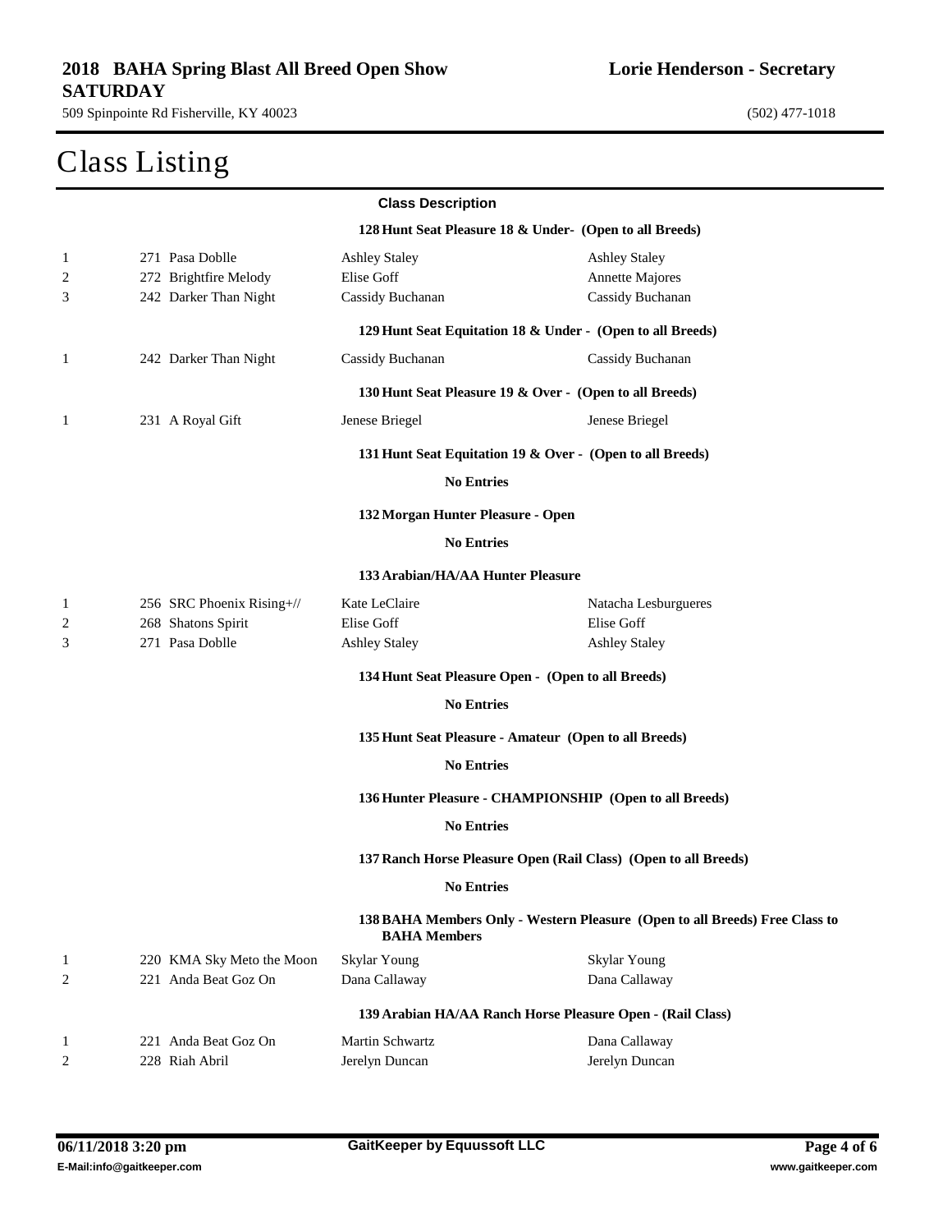# 2018 BAHA Spring Blast All Breed Open Show SATURDAY

**Lorie Henderson - Secretary**

509 Spinpointe Rd Fisherville, KY 40023

(502) 477-1018

# Class Listing

**Class Description**

**128 Hunt Seat Pleasure 18 & Under- (Open to all Breeds)**

| | | | |
|---|---|---|---|
| 1 | 271 Pasa Doblle | Ashley Staley | Ashley Staley |
| 2 | 272 Brightfire Melody | Elise Goff | Annette Majores |
| 3 | 242 Darker Than Night | Cassidy Buchanan | Cassidy Buchanan |

**129 Hunt Seat Equitation 18 & Under - (Open to all Breeds)**

| | | | |
|---|---|---|---|
| 1 | 242 Darker Than Night | Cassidy Buchanan | Cassidy Buchanan |

**130 Hunt Seat Pleasure 19 & Over - (Open to all Breeds)**

| | | | |
|---|---|---|---|
| 1 | 231 A Royal Gift | Jenese Briegel | Jenese Briegel |

**131 Hunt Seat Equitation 19 & Over - (Open to all Breeds)**

**No Entries**

**132 Morgan Hunter Pleasure - Open**

**No Entries**

**133 Arabian/HA/AA Hunter Pleasure**

| | | | |
|---|---|---|---|
| 1 | 256 SRC Phoenix Rising+// | Kate LeClaire | Natacha Lesburgueres |
| 2 | 268 Shatons Spirit | Elise Goff | Elise Goff |
| 3 | 271 Pasa Doblle | Ashley Staley | Ashley Staley |

**134 Hunt Seat Pleasure Open - (Open to all Breeds)**

**No Entries**

**135 Hunt Seat Pleasure - Amateur (Open to all Breeds)**

**No Entries**

**136 Hunter Pleasure - CHAMPIONSHIP (Open to all Breeds)**

**No Entries**

**137 Ranch Horse Pleasure Open (Rail Class) (Open to all Breeds)**

**No Entries**

**138 BAHA Members Only - Western Pleasure (Open to all Breeds) Free Class to BAHA Members**

| | | | |
|---|---|---|---|
| 1 | 220 KMA Sky Meto the Moon | Skylar Young | Skylar Young |
| 2 | 221 Anda Beat Goz On | Dana Callaway | Dana Callaway |

**139 Arabian HA/AA Ranch Horse Pleasure Open - (Rail Class)**

| | | | |
|---|---|---|---|
| 1 | 221 Anda Beat Goz On | Martin Schwartz | Dana Callaway |
| 2 | 228 Riah Abril | Jerelyn Duncan | Jerelyn Duncan |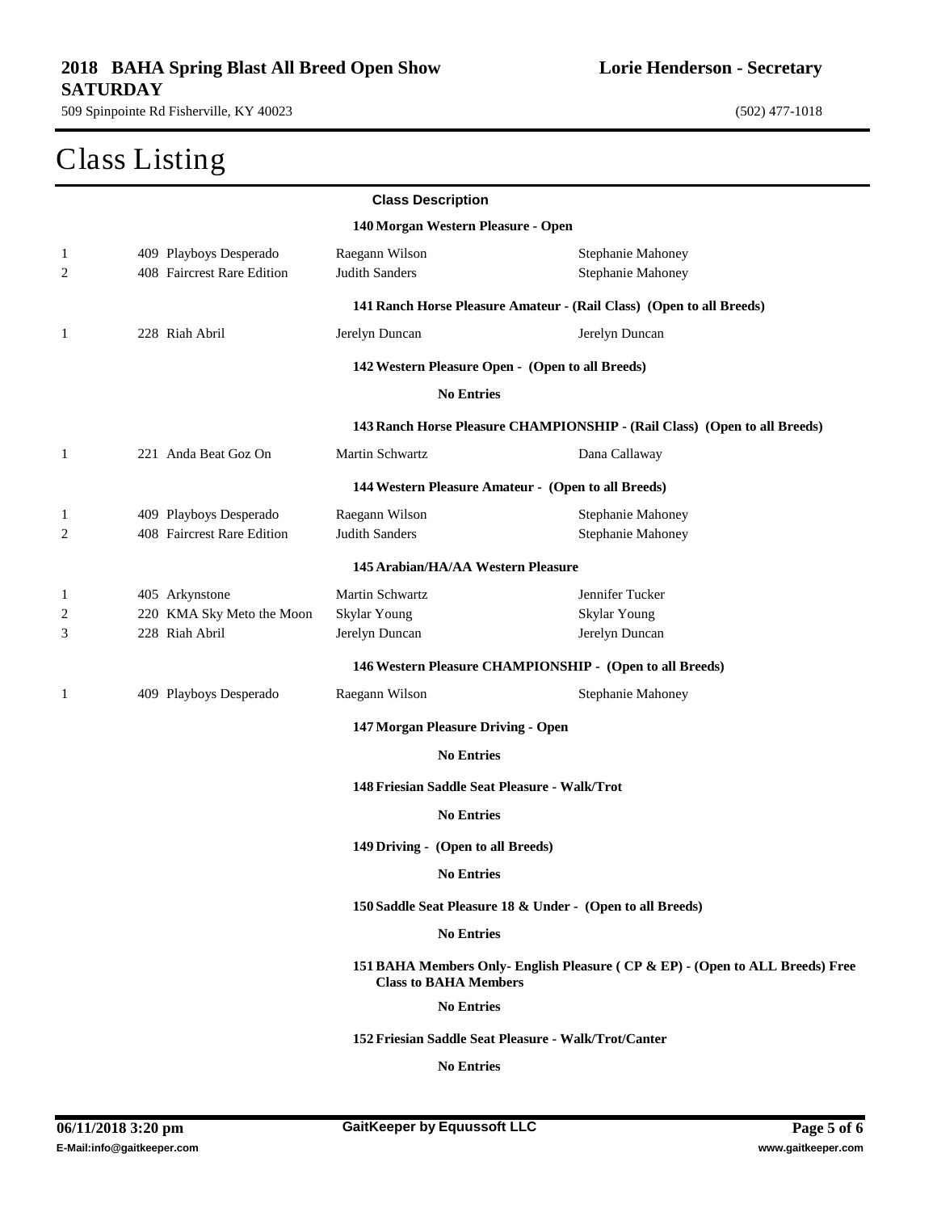# Class Listing

**Class Description**

**140 Morgan Western Pleasure - Open**

| | | | |
|---|---|---|---|
| 1 | 409 Playboys Desperado | Raegann Wilson | Stephanie Mahoney |
| 2 | 408 Faircrest Rare Edition | Judith Sanders | Stephanie Mahoney |

**141 Ranch Horse Pleasure Amateur - (Rail Class) (Open to all Breeds)**

| | | | |
|---|---|---|---|
| 1 | 228 Riah Abril | Jerelyn Duncan | Jerelyn Duncan |

**142 Western Pleasure Open - (Open to all Breeds)**

**No Entries**

**143 Ranch Horse Pleasure CHAMPIONSHIP - (Rail Class) (Open to all Breeds)**

| | | | |
|---|---|---|---|
| 1 | 221 Anda Beat Goz On | Martin Schwartz | Dana Callaway |

**144 Western Pleasure Amateur - (Open to all Breeds)**

| | | | |
|---|---|---|---|
| 1 | 409 Playboys Desperado | Raegann Wilson | Stephanie Mahoney |
| 2 | 408 Faircrest Rare Edition | Judith Sanders | Stephanie Mahoney |

**145 Arabian/HA/AA Western Pleasure**

| | | | |
|---|---|---|---|
| 1 | 405 Arkynstone | Martin Schwartz | Jennifer Tucker |
| 2 | 220 KMA Sky Meto the Moon | Skylar Young | Skylar Young |
| 3 | 228 Riah Abril | Jerelyn Duncan | Jerelyn Duncan |

**146 Western Pleasure CHAMPIONSHIP - (Open to all Breeds)**

| | | | |
|---|---|---|---|
| 1 | 409 Playboys Desperado | Raegann Wilson | Stephanie Mahoney |

**147 Morgan Pleasure Driving - Open**

**No Entries**

**148 Friesian Saddle Seat Pleasure - Walk/Trot**

**No Entries**

**149 Driving - (Open to all Breeds)**

**No Entries**

**150 Saddle Seat Pleasure 18 & Under - (Open to all Breeds)**

**No Entries**

**151 BAHA Members Only- English Pleasure ( CP & EP) - (Open to ALL Breeds) Free Class to BAHA Members**

**No Entries**

**152 Friesian Saddle Seat Pleasure - Walk/Trot/Canter**

**No Entries**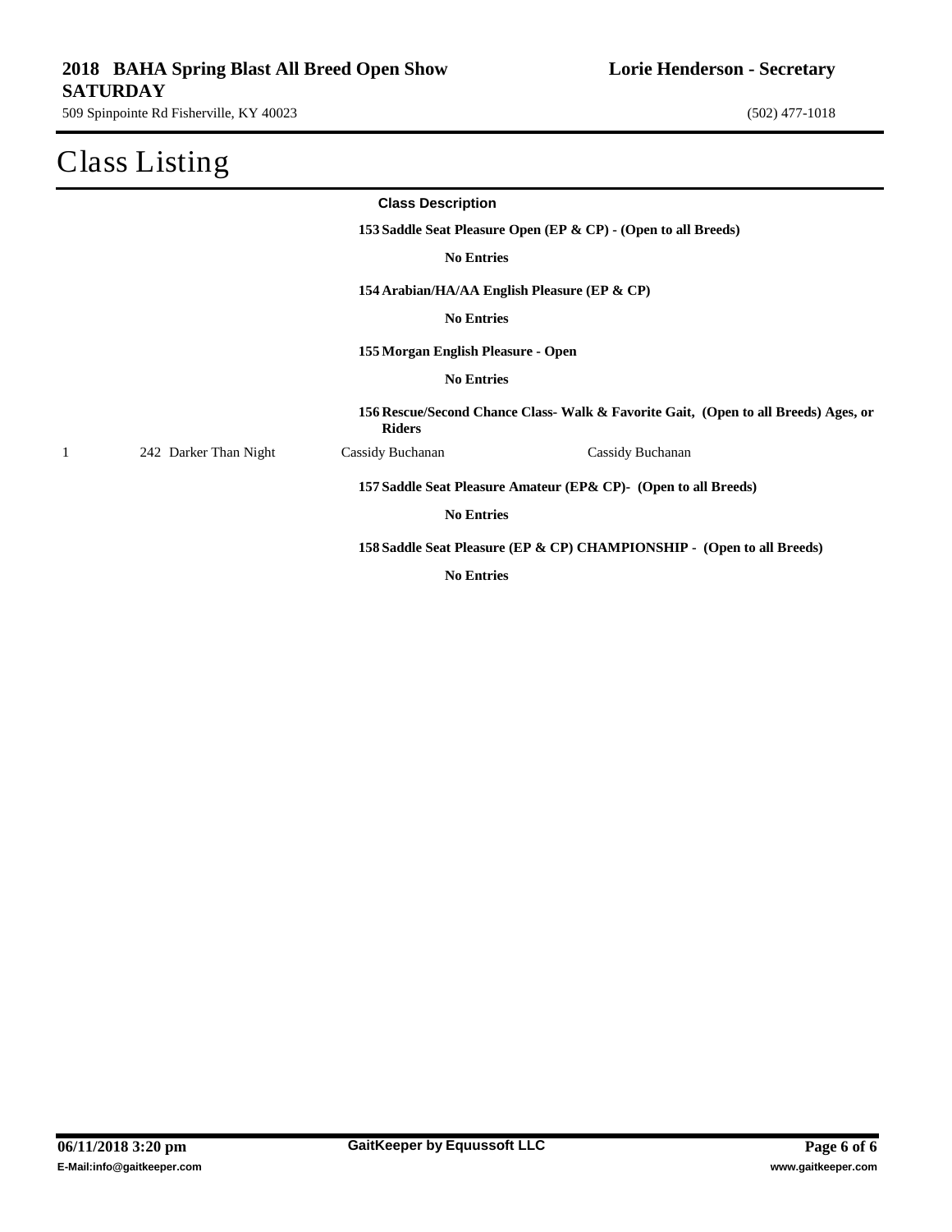# Class Listing

**Class Description**

**153 Saddle Seat Pleasure Open (EP & CP) - (Open to all Breeds)**

**No Entries**

**154 Arabian/HA/AA English Pleasure (EP & CP)**

**No Entries**

**155 Morgan English Pleasure - Open**

**No Entries**

**156 Rescue/Second Chance Class- Walk & Favorite Gait, (Open to all Breeds) Ages, or Riders**

| | | | |
|---|---|---|---|
| 1 | 242 Darker Than Night | Cassidy Buchanan | Cassidy Buchanan |

**157 Saddle Seat Pleasure Amateur (EP& CP)- (Open to all Breeds)**

**No Entries**

**158 Saddle Seat Pleasure (EP & CP) CHAMPIONSHIP - (Open to all Breeds)**

**No Entries**